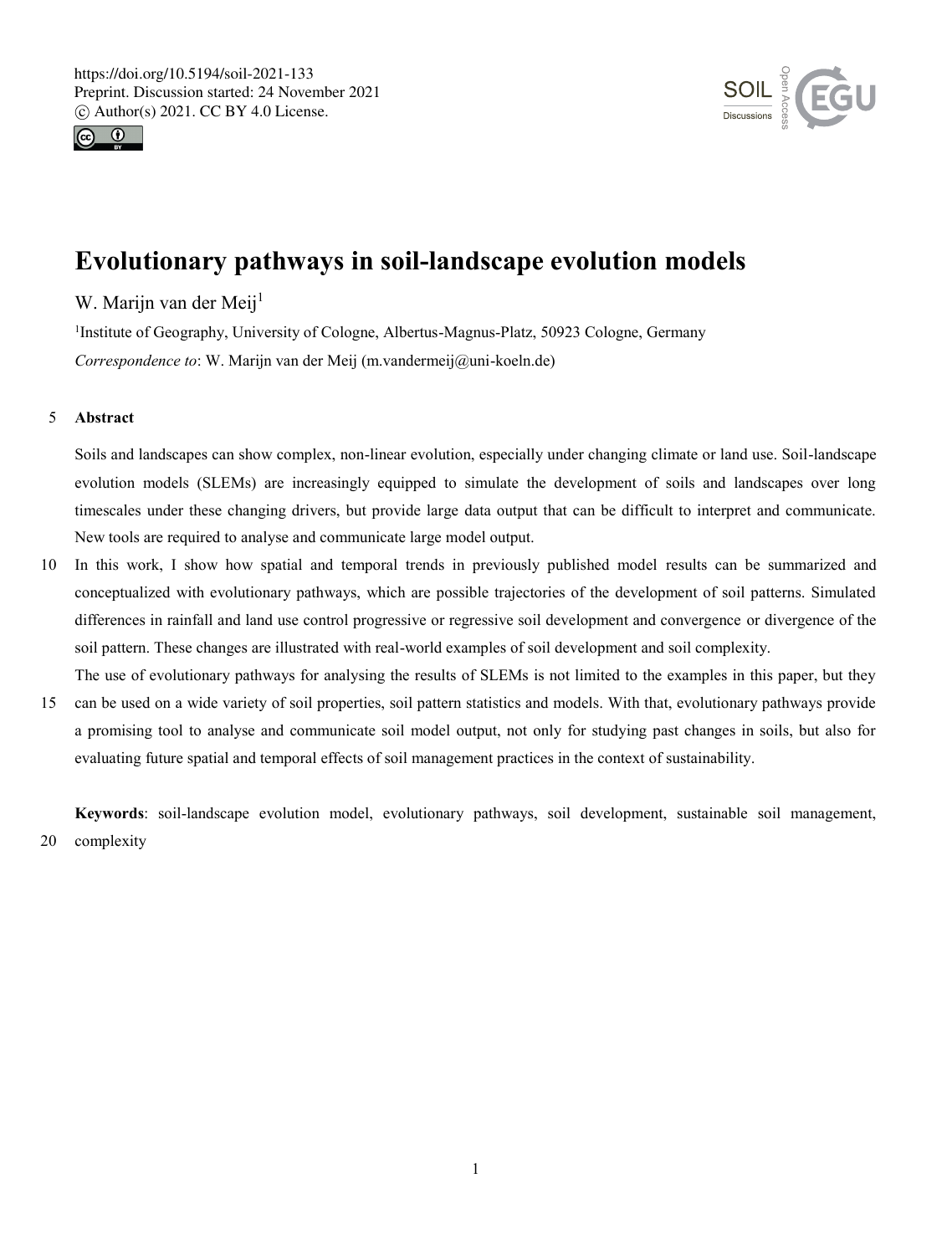# Evolutionary pathways in soil-landscape evolution models

W. Marijn van der Meij[1]

[1]Institute of Geography, University of Cologne, Albertus-Magnus-Platz, 50923 Cologne, Germany

*Correspondence to*: W. Marijn van der Meij (m.vandermeij@uni-koeln.de)

## Abstract

Soils and landscapes can show complex, non-linear evolution, especially under changing climate or land use. Soil-landscape evolution models (SLEMs) are increasingly equipped to simulate the development of soils and landscapes over long timescales under these changing drivers, but provide large data output that can be difficult to interpret and communicate. New tools are required to analyse and communicate large model output.

In this work, I show how spatial and temporal trends in previously published model results can be summarized and conceptualized with evolutionary pathways, which are possible trajectories of the development of soil patterns. Simulated differences in rainfall and land use control progressive or regressive soil development and convergence or divergence of the soil pattern. These changes are illustrated with real-world examples of soil development and soil complexity.

The use of evolutionary pathways for analysing the results of SLEMs is not limited to the examples in this paper, but they can be used on a wide variety of soil properties, soil pattern statistics and models. With that, evolutionary pathways provide a promising tool to analyse and communicate soil model output, not only for studying past changes in soils, but also for evaluating future spatial and temporal effects of soil management practices in the context of sustainability.

**Keywords**: soil-landscape evolution model, evolutionary pathways, soil development, sustainable soil management, complexity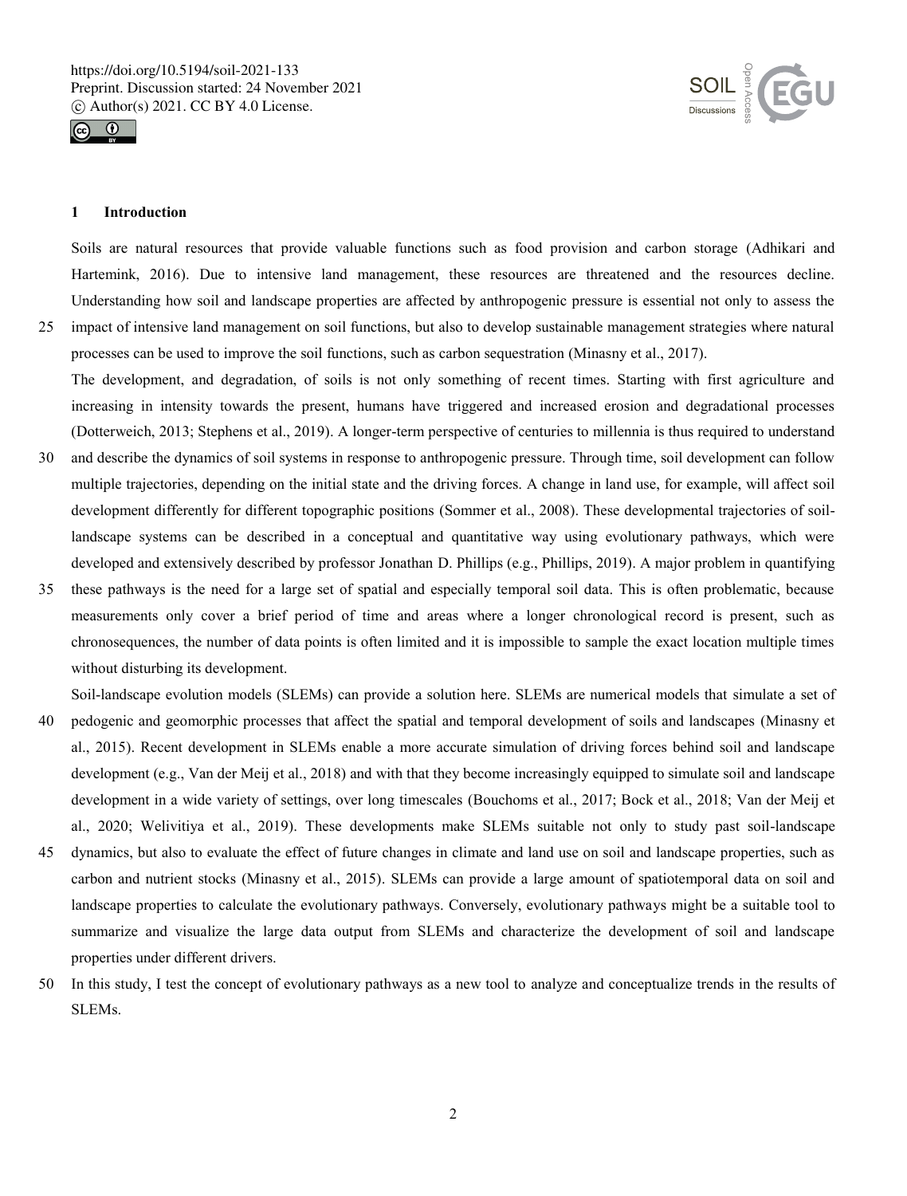## 1 Introduction

Soils are natural resources that provide valuable functions such as food provision and carbon storage (Adhikari and Hartemink, 2016). Due to intensive land management, these resources are threatened and the resources decline. Understanding how soil and landscape properties are affected by anthropogenic pressure is essential not only to assess the impact of intensive land management on soil functions, but also to develop sustainable management strategies where natural processes can be used to improve the soil functions, such as carbon sequestration (Minasny et al., 2017).

The development, and degradation, of soils is not only something of recent times. Starting with first agriculture and increasing in intensity towards the present, humans have triggered and increased erosion and degradational processes (Dotterweich, 2013; Stephens et al., 2019). A longer-term perspective of centuries to millennia is thus required to understand and describe the dynamics of soil systems in response to anthropogenic pressure. Through time, soil development can follow multiple trajectories, depending on the initial state and the driving forces. A change in land use, for example, will affect soil development differently for different topographic positions (Sommer et al., 2008). These developmental trajectories of soil-landscape systems can be described in a conceptual and quantitative way using evolutionary pathways, which were developed and extensively described by professor Jonathan D. Phillips (e.g., Phillips, 2019). A major problem in quantifying these pathways is the need for a large set of spatial and especially temporal soil data. This is often problematic, because measurements only cover a brief period of time and areas where a longer chronological record is present, such as chronosequences, the number of data points is often limited and it is impossible to sample the exact location multiple times without disturbing its development.

Soil-landscape evolution models (SLEMs) can provide a solution here. SLEMs are numerical models that simulate a set of pedogenic and geomorphic processes that affect the spatial and temporal development of soils and landscapes (Minasny et al., 2015). Recent development in SLEMs enable a more accurate simulation of driving forces behind soil and landscape development (e.g., Van der Meij et al., 2018) and with that they become increasingly equipped to simulate soil and landscape development in a wide variety of settings, over long timescales (Bouchoms et al., 2017; Bock et al., 2018; Van der Meij et al., 2020; Welivitiya et al., 2019). These developments make SLEMs suitable not only to study past soil-landscape dynamics, but also to evaluate the effect of future changes in climate and land use on soil and landscape properties, such as carbon and nutrient stocks (Minasny et al., 2015). SLEMs can provide a large amount of spatiotemporal data on soil and landscape properties to calculate the evolutionary pathways. Conversely, evolutionary pathways might be a suitable tool to summarize and visualize the large data output from SLEMs and characterize the development of soil and landscape properties under different drivers.

In this study, I test the concept of evolutionary pathways as a new tool to analyze and conceptualize trends in the results of SLEMs.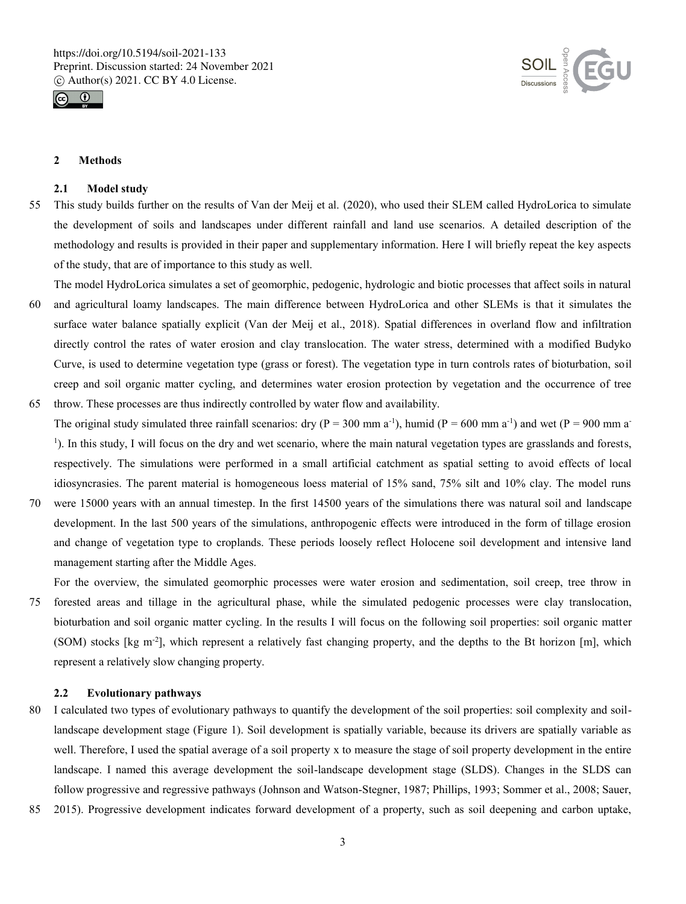## 2 Methods

### 2.1 Model study

This study builds further on the results of Van der Meij et al. (2020), who used their SLEM called HydroLorica to simulate the development of soils and landscapes under different rainfall and land use scenarios. A detailed description of the methodology and results is provided in their paper and supplementary information. Here I will briefly repeat the key aspects of the study, that are of importance to this study as well.

The model HydroLorica simulates a set of geomorphic, pedogenic, hydrologic and biotic processes that affect soils in natural and agricultural loamy landscapes. The main difference between HydroLorica and other SLEMs is that it simulates the surface water balance spatially explicit (Van der Meij et al., 2018). Spatial differences in overland flow and infiltration directly control the rates of water erosion and clay translocation. The water stress, determined with a modified Budyko Curve, is used to determine vegetation type (grass or forest). The vegetation type in turn controls rates of bioturbation, soil creep and soil organic matter cycling, and determines water erosion protection by vegetation and the occurrence of tree throw. These processes are thus indirectly controlled by water flow and availability.

The original study simulated three rainfall scenarios: dry (P = 300 mm $a^{-1}$), humid (P = 600 mm $a^{-1}$) and wet (P = 900 mm $a^{-1}$). In this study, I will focus on the dry and wet scenario, where the main natural vegetation types are grasslands and forests, respectively. The simulations were performed in a small artificial catchment as spatial setting to avoid effects of local idiosyncrasies. The parent material is homogeneous loess material of 15% sand, 75% silt and 10% clay. The model runs were 15000 years with an annual timestep. In the first 14500 years of the simulations there was natural soil and landscape development. In the last 500 years of the simulations, anthropogenic effects were introduced in the form of tillage erosion and change of vegetation type to croplands. These periods loosely reflect Holocene soil development and intensive land management starting after the Middle Ages.

For the overview, the simulated geomorphic processes were water erosion and sedimentation, soil creep, tree throw in forested areas and tillage in the agricultural phase, while the simulated pedogenic processes were clay translocation, bioturbation and soil organic matter cycling. In the results I will focus on the following soil properties: soil organic matter (SOM) stocks [kg $m^{-2}$], which represent a relatively fast changing property, and the depths to the Bt horizon [m], which represent a relatively slow changing property.

### 2.2 Evolutionary pathways

I calculated two types of evolutionary pathways to quantify the development of the soil properties: soil complexity and soil-landscape development stage (Figure 1). Soil development is spatially variable, because its drivers are spatially variable as well. Therefore, I used the spatial average of a soil property x to measure the stage of soil property development in the entire landscape. I named this average development the soil-landscape development stage (SLDS). Changes in the SLDS can follow progressive and regressive pathways (Johnson and Watson-Stegner, 1987; Phillips, 1993; Sommer et al., 2008; Sauer, 2015). Progressive development indicates forward development of a property, such as soil deepening and carbon uptake,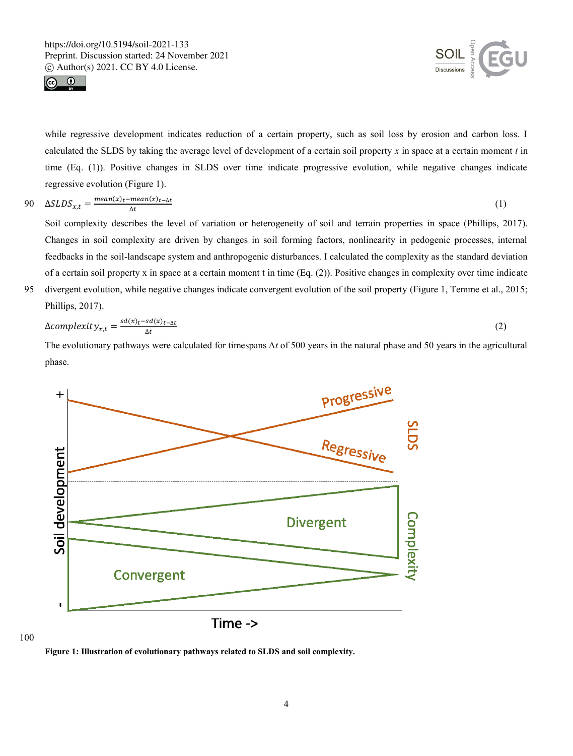while regressive development indicates reduction of a certain property, such as soil loss by erosion and carbon loss. I calculated the SLDS by taking the average level of development of a certain soil property *x* in space at a certain moment *t* in time (Eq. (1)). Positive changes in SLDS over time indicate progressive evolution, while negative changes indicate regressive evolution (Figure 1).

$$\Delta SLDS_{x,t} = \frac{mean(x)_t - mean(x)_{t-\Delta t}}{\Delta t} \quad (1)$$

Soil complexity describes the level of variation or heterogeneity of soil and terrain properties in space (Phillips, 2017). Changes in soil complexity are driven by changes in soil forming factors, nonlinearity in pedogenic processes, internal feedbacks in the soil-landscape system and anthropogenic disturbances. I calculated the complexity as the standard deviation of a certain soil property x in space at a certain moment t in time (Eq. (2)). Positive changes in complexity over time indicate divergent evolution, while negative changes indicate convergent evolution of the soil property (Figure 1, Temme et al., 2015; Phillips, 2017).

$$\Delta complexity_{x,t} = \frac{sd(x)_t - sd(x)_{t-\Delta t}}{\Delta t} \quad (2)$$

The evolutionary pathways were calculated for timespans $\Delta t$ of 500 years in the natural phase and 50 years in the agricultural phase.

**Figure 1: Illustration of evolutionary pathways related to SLDS and soil complexity.**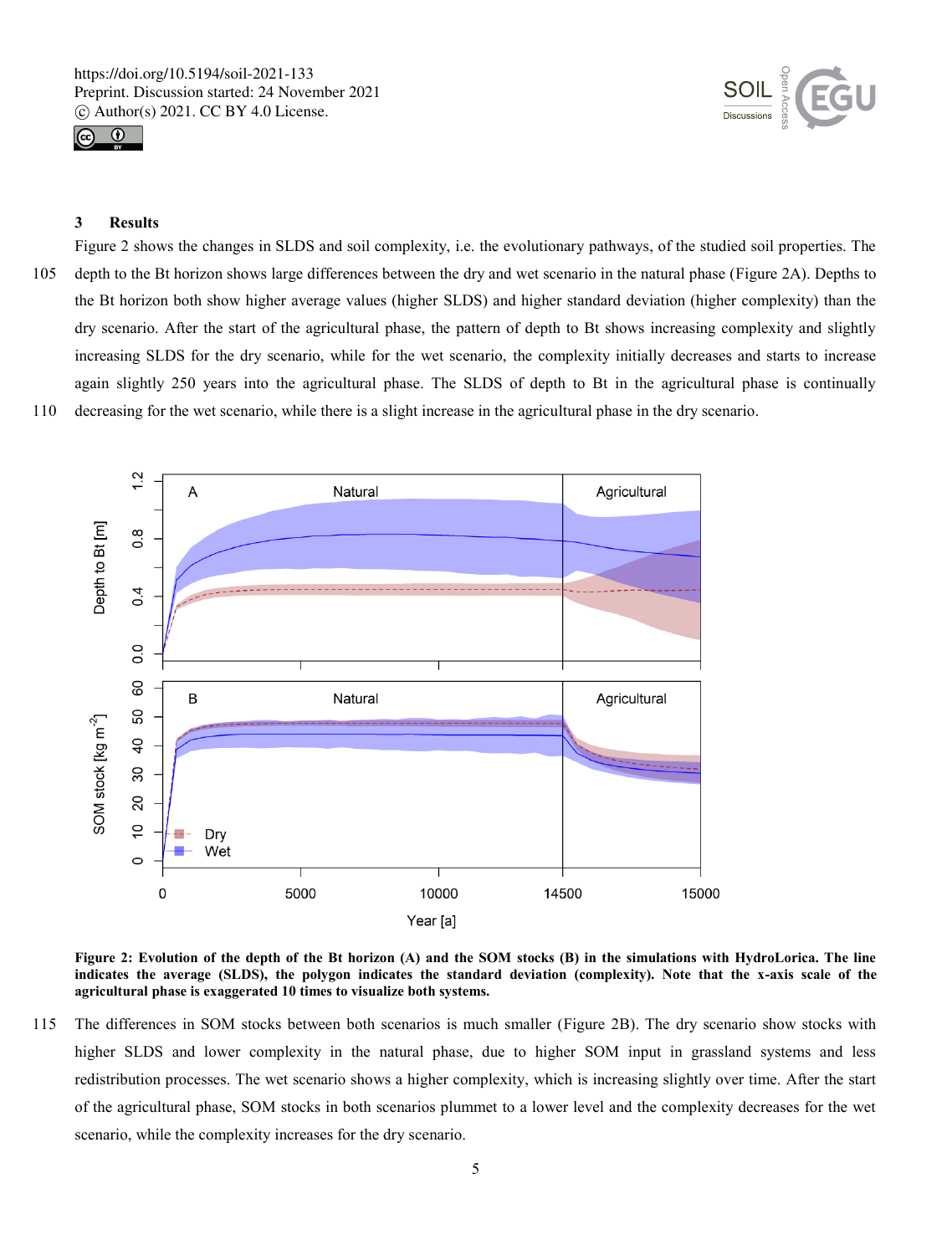## 3 Results

Figure 2 shows the changes in SLDS and soil complexity, i.e. the evolutionary pathways, of the studied soil properties. The depth to the Bt horizon shows large differences between the dry and wet scenario in the natural phase (Figure 2A). Depths to the Bt horizon both show higher average values (higher SLDS) and higher standard deviation (higher complexity) than the dry scenario. After the start of the agricultural phase, the pattern of depth to Bt shows increasing complexity and slightly increasing SLDS for the dry scenario, while for the wet scenario, the complexity initially decreases and starts to increase again slightly 250 years into the agricultural phase. The SLDS of depth to Bt in the agricultural phase is continually decreasing for the wet scenario, while there is a slight increase in the agricultural phase in the dry scenario.

**Figure 2: Evolution of the depth of the Bt horizon (A) and the SOM stocks (B) in the simulations with HydroLorica. The line indicates the average (SLDS), the polygon indicates the standard deviation (complexity). Note that the x-axis scale of the agricultural phase is exaggerated 10 times to visualize both systems.**

The differences in SOM stocks between both scenarios is much smaller (Figure 2B). The dry scenario show stocks with higher SLDS and lower complexity in the natural phase, due to higher SOM input in grassland systems and less redistribution processes. The wet scenario shows a higher complexity, which is increasing slightly over time. After the start of the agricultural phase, SOM stocks in both scenarios plummet to a lower level and the complexity decreases for the wet scenario, while the complexity increases for the dry scenario.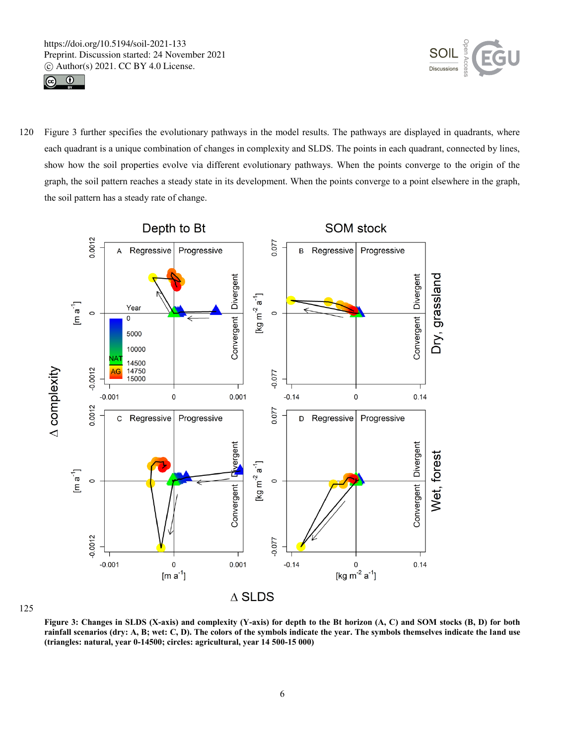Figure 3 further specifies the evolutionary pathways in the model results. The pathways are displayed in quadrants, where each quadrant is a unique combination of changes in complexity and SLDS. The points in each quadrant, connected by lines, show how the soil properties evolve via different evolutionary pathways. When the points converge to the origin of the graph, the soil pattern reaches a steady state in its development. When the points converge to a point elsewhere in the graph, the soil pattern has a steady rate of change.

**Figure 3: Changes in SLDS (X-axis) and complexity (Y-axis) for depth to the Bt horizon (A, C) and SOM stocks (B, D) for both rainfall scenarios (dry: A, B; wet: C, D). The colors of the symbols indicate the year. The symbols themselves indicate the land use (triangles: natural, year 0-14500; circles: agricultural, year 14 500-15 000)**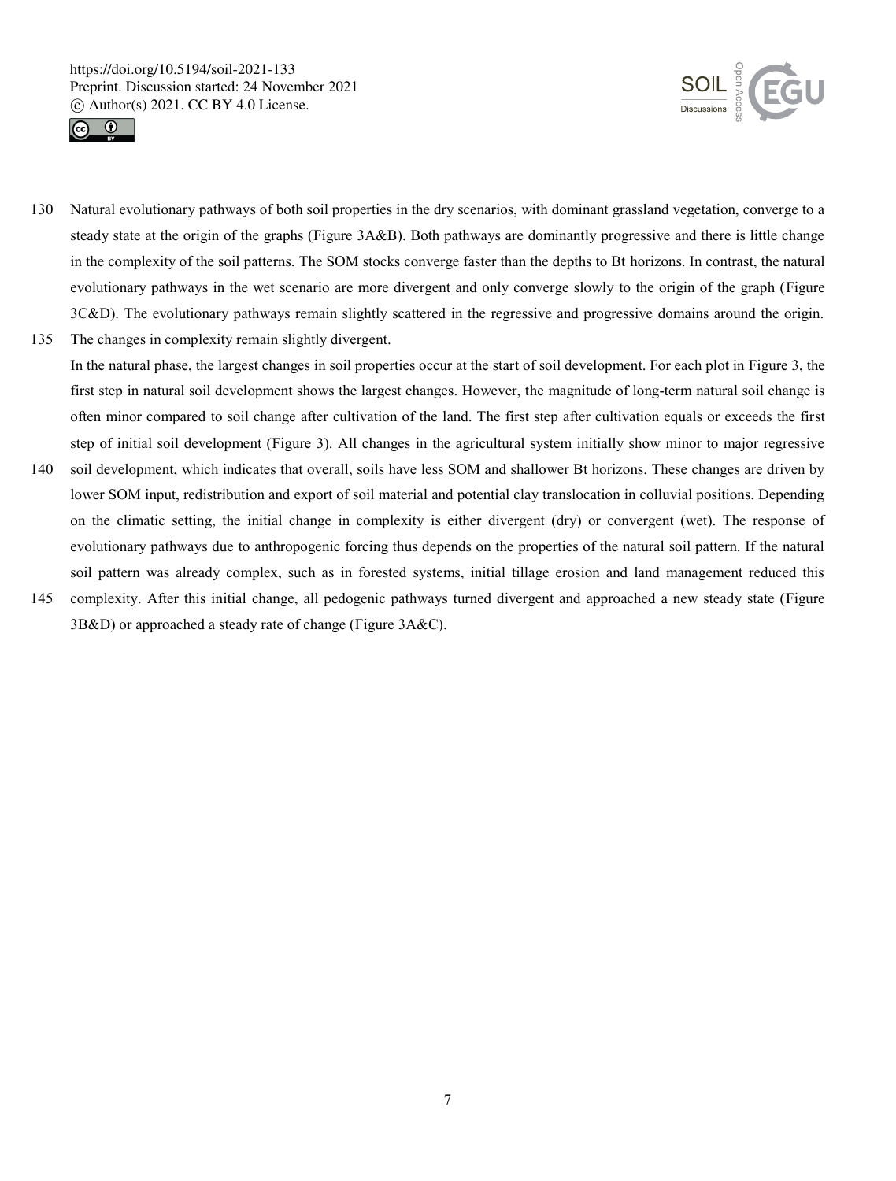Natural evolutionary pathways of both soil properties in the dry scenarios, with dominant grassland vegetation, converge to a steady state at the origin of the graphs (Figure 3A&B). Both pathways are dominantly progressive and there is little change in the complexity of the soil patterns. The SOM stocks converge faster than the depths to Bt horizons. In contrast, the natural evolutionary pathways in the wet scenario are more divergent and only converge slowly to the origin of the graph (Figure 3C&D). The evolutionary pathways remain slightly scattered in the regressive and progressive domains around the origin. The changes in complexity remain slightly divergent.

In the natural phase, the largest changes in soil properties occur at the start of soil development. For each plot in Figure 3, the first step in natural soil development shows the largest changes. However, the magnitude of long-term natural soil change is often minor compared to soil change after cultivation of the land. The first step after cultivation equals or exceeds the first step of initial soil development (Figure 3). All changes in the agricultural system initially show minor to major regressive soil development, which indicates that overall, soils have less SOM and shallower Bt horizons. These changes are driven by lower SOM input, redistribution and export of soil material and potential clay translocation in colluvial positions. Depending on the climatic setting, the initial change in complexity is either divergent (dry) or convergent (wet). The response of evolutionary pathways due to anthropogenic forcing thus depends on the properties of the natural soil pattern. If the natural soil pattern was already complex, such as in forested systems, initial tillage erosion and land management reduced this complexity. After this initial change, all pedogenic pathways turned divergent and approached a new steady state (Figure 3B&D) or approached a steady rate of change (Figure 3A&C).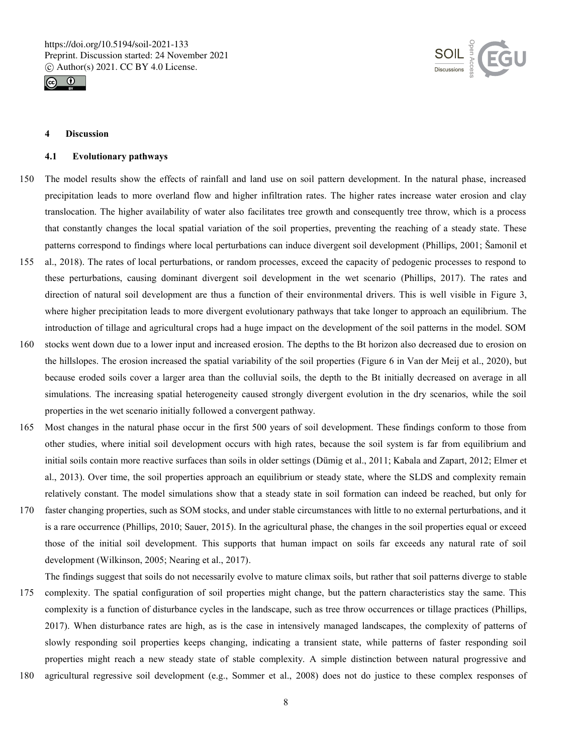## 4 Discussion

### 4.1 Evolutionary pathways

The model results show the effects of rainfall and land use on soil pattern development. In the natural phase, increased precipitation leads to more overland flow and higher infiltration rates. The higher rates increase water erosion and clay translocation. The higher availability of water also facilitates tree growth and consequently tree throw, which is a process that constantly changes the local spatial variation of the soil properties, preventing the reaching of a steady state. These patterns correspond to findings where local perturbations can induce divergent soil development (Phillips, 2001; Šamonil et al., 2018). The rates of local perturbations, or random processes, exceed the capacity of pedogenic processes to respond to these perturbations, causing dominant divergent soil development in the wet scenario (Phillips, 2017). The rates and direction of natural soil development are thus a function of their environmental drivers. This is well visible in Figure 3, where higher precipitation leads to more divergent evolutionary pathways that take longer to approach an equilibrium. The introduction of tillage and agricultural crops had a huge impact on the development of the soil patterns in the model. SOM stocks went down due to a lower input and increased erosion. The depths to the Bt horizon also decreased due to erosion on the hillslopes. The erosion increased the spatial variability of the soil properties (Figure 6 in Van der Meij et al., 2020), but because eroded soils cover a larger area than the colluvial soils, the depth to the Bt initially decreased on average in all simulations. The increasing spatial heterogeneity caused strongly divergent evolution in the dry scenarios, while the soil properties in the wet scenario initially followed a convergent pathway.

Most changes in the natural phase occur in the first 500 years of soil development. These findings conform to those from other studies, where initial soil development occurs with high rates, because the soil system is far from equilibrium and initial soils contain more reactive surfaces than soils in older settings (Dümig et al., 2011; Kabala and Zapart, 2012; Elmer et al., 2013). Over time, the soil properties approach an equilibrium or steady state, where the SLDS and complexity remain relatively constant. The model simulations show that a steady state in soil formation can indeed be reached, but only for faster changing properties, such as SOM stocks, and under stable circumstances with little to no external perturbations, and it is a rare occurrence (Phillips, 2010; Sauer, 2015). In the agricultural phase, the changes in the soil properties equal or exceed those of the initial soil development. This supports that human impact on soils far exceeds any natural rate of soil development (Wilkinson, 2005; Nearing et al., 2017).

The findings suggest that soils do not necessarily evolve to mature climax soils, but rather that soil patterns diverge to stable complexity. The spatial configuration of soil properties might change, but the pattern characteristics stay the same. This complexity is a function of disturbance cycles in the landscape, such as tree throw occurrences or tillage practices (Phillips, 2017). When disturbance rates are high, as is the case in intensively managed landscapes, the complexity of patterns of slowly responding soil properties keeps changing, indicating a transient state, while patterns of faster responding soil properties might reach a new steady state of stable complexity. A simple distinction between natural progressive and agricultural regressive soil development (e.g., Sommer et al., 2008) does not do justice to these complex responses of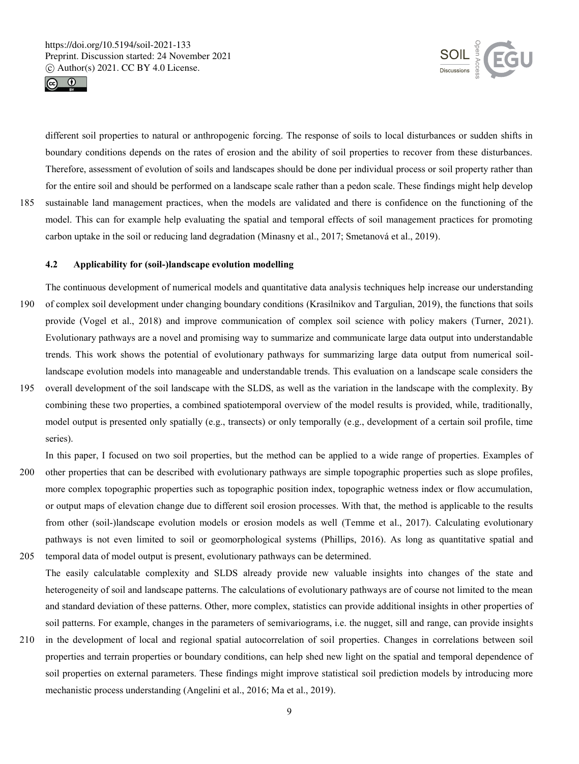different soil properties to natural or anthropogenic forcing. The response of soils to local disturbances or sudden shifts in boundary conditions depends on the rates of erosion and the ability of soil properties to recover from these disturbances. Therefore, assessment of evolution of soils and landscapes should be done per individual process or soil property rather than for the entire soil and should be performed on a landscape scale rather than a pedon scale. These findings might help develop sustainable land management practices, when the models are validated and there is confidence on the functioning of the model. This can for example help evaluating the spatial and temporal effects of soil management practices for promoting carbon uptake in the soil or reducing land degradation (Minasny et al., 2017; Smetanová et al., 2019).

### 4.2 Applicability for (soil-)landscape evolution modelling

The continuous development of numerical models and quantitative data analysis techniques help increase our understanding of complex soil development under changing boundary conditions (Krasilnikov and Targulian, 2019), the functions that soils provide (Vogel et al., 2018) and improve communication of complex soil science with policy makers (Turner, 2021). Evolutionary pathways are a novel and promising way to summarize and communicate large data output into understandable trends. This work shows the potential of evolutionary pathways for summarizing large data output from numerical soil-landscape evolution models into manageable and understandable trends. This evaluation on a landscape scale considers the overall development of the soil landscape with the SLDS, as well as the variation in the landscape with the complexity. By combining these two properties, a combined spatiotemporal overview of the model results is provided, while, traditionally, model output is presented only spatially (e.g., transects) or only temporally (e.g., development of a certain soil profile, time series).

In this paper, I focused on two soil properties, but the method can be applied to a wide range of properties. Examples of other properties that can be described with evolutionary pathways are simple topographic properties such as slope profiles, more complex topographic properties such as topographic position index, topographic wetness index or flow accumulation, or output maps of elevation change due to different soil erosion processes. With that, the method is applicable to the results from other (soil-)landscape evolution models or erosion models as well (Temme et al., 2017). Calculating evolutionary pathways is not even limited to soil or geomorphological systems (Phillips, 2016). As long as quantitative spatial and temporal data of model output is present, evolutionary pathways can be determined.

The easily calculatable complexity and SLDS already provide new valuable insights into changes of the state and heterogeneity of soil and landscape patterns. The calculations of evolutionary pathways are of course not limited to the mean and standard deviation of these patterns. Other, more complex, statistics can provide additional insights in other properties of soil patterns. For example, changes in the parameters of semivariograms, i.e. the nugget, sill and range, can provide insights in the development of local and regional spatial autocorrelation of soil properties. Changes in correlations between soil properties and terrain properties or boundary conditions, can help shed new light on the spatial and temporal dependence of soil properties on external parameters. These findings might improve statistical soil prediction models by introducing more mechanistic process understanding (Angelini et al., 2016; Ma et al., 2019).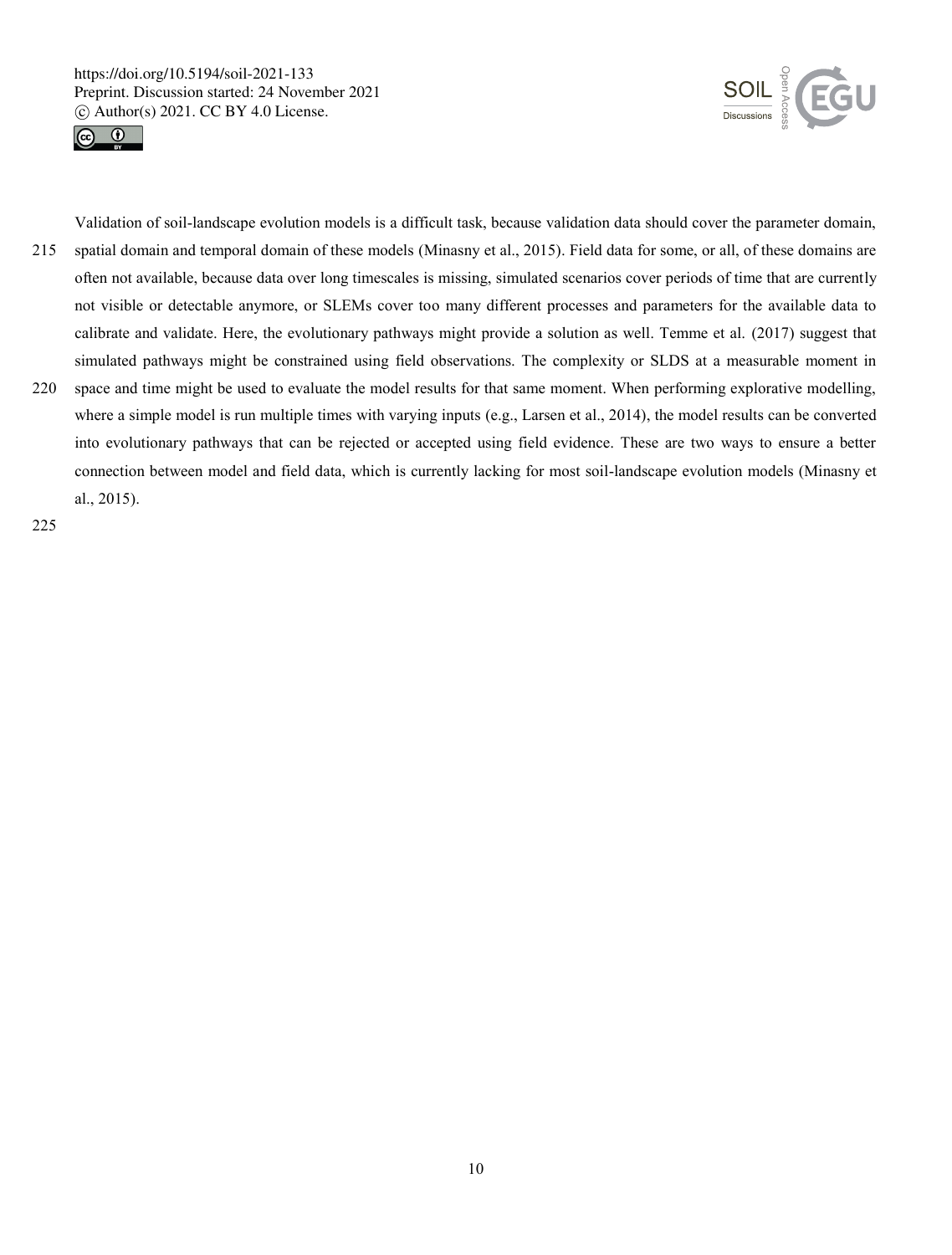Validation of soil-landscape evolution models is a difficult task, because validation data should cover the parameter domain, spatial domain and temporal domain of these models (Minasny et al., 2015). Field data for some, or all, of these domains are often not available, because data over long timescales is missing, simulated scenarios cover periods of time that are currently not visible or detectable anymore, or SLEMs cover too many different processes and parameters for the available data to calibrate and validate. Here, the evolutionary pathways might provide a solution as well. Temme et al. (2017) suggest that simulated pathways might be constrained using field observations. The complexity or SLDS at a measurable moment in space and time might be used to evaluate the model results for that same moment. When performing explorative modelling, where a simple model is run multiple times with varying inputs (e.g., Larsen et al., 2014), the model results can be converted into evolutionary pathways that can be rejected or accepted using field evidence. These are two ways to ensure a better connection between model and field data, which is currently lacking for most soil-landscape evolution models (Minasny et al., 2015).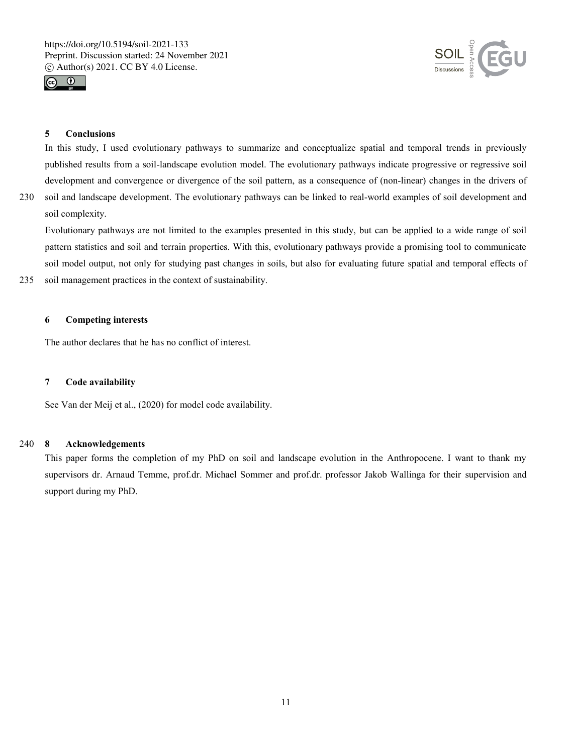## 5 Conclusions

In this study, I used evolutionary pathways to summarize and conceptualize spatial and temporal trends in previously published results from a soil-landscape evolution model. The evolutionary pathways indicate progressive or regressive soil development and convergence or divergence of the soil pattern, as a consequence of (non-linear) changes in the drivers of soil and landscape development. The evolutionary pathways can be linked to real-world examples of soil development and soil complexity.

Evolutionary pathways are not limited to the examples presented in this study, but can be applied to a wide range of soil pattern statistics and soil and terrain properties. With this, evolutionary pathways provide a promising tool to communicate soil model output, not only for studying past changes in soils, but also for evaluating future spatial and temporal effects of soil management practices in the context of sustainability.

## 6 Competing interests

The author declares that he has no conflict of interest.

## 7 Code availability

See Van der Meij et al., (2020) for model code availability.

## 8 Acknowledgements

This paper forms the completion of my PhD on soil and landscape evolution in the Anthropocene. I want to thank my supervisors dr. Arnaud Temme, prof.dr. Michael Sommer and prof.dr. professor Jakob Wallinga for their supervision and support during my PhD.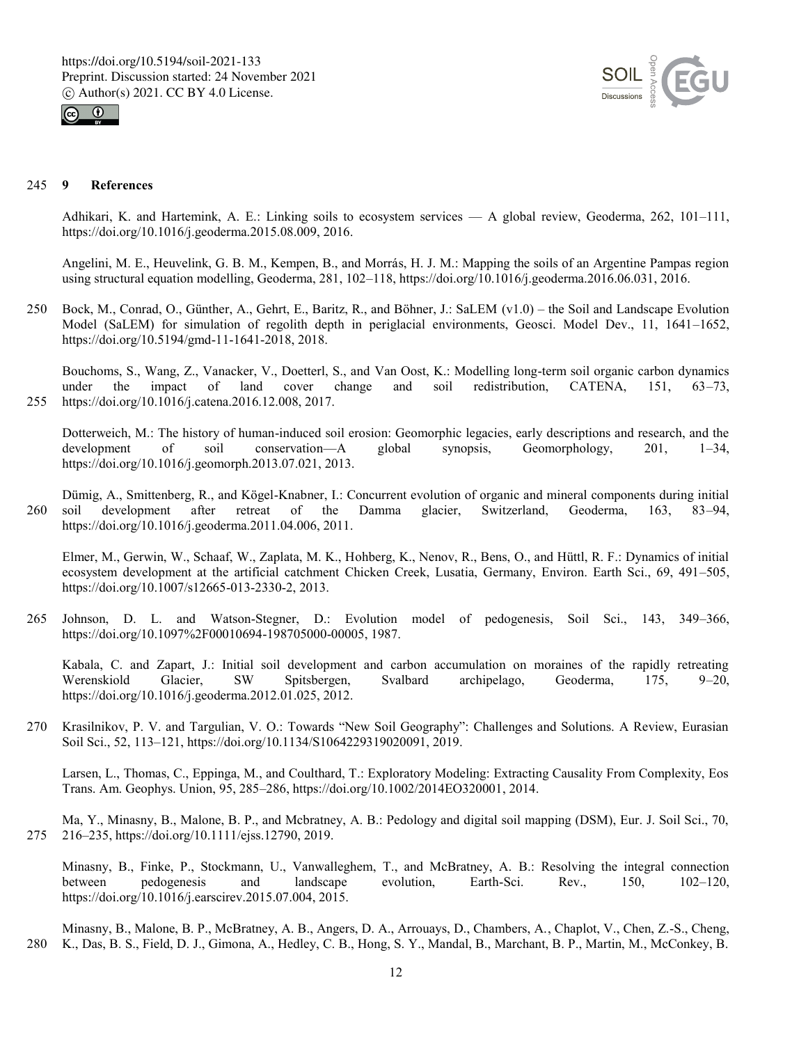## 9 References

Adhikari, K. and Hartemink, A. E.: Linking soils to ecosystem services — A global review, Geoderma, 262, 101–111, https://doi.org/10.1016/j.geoderma.2015.08.009, 2016.

Angelini, M. E., Heuvelink, G. B. M., Kempen, B., and Morrás, H. J. M.: Mapping the soils of an Argentine Pampas region using structural equation modelling, Geoderma, 281, 102–118, https://doi.org/10.1016/j.geoderma.2016.06.031, 2016.

Bock, M., Conrad, O., Günther, A., Gehrt, E., Baritz, R., and Böhner, J.: SaLEM (v1.0) – the Soil and Landscape Evolution Model (SaLEM) for simulation of regolith depth in periglacial environments, Geosci. Model Dev., 11, 1641–1652, https://doi.org/10.5194/gmd-11-1641-2018, 2018.

Bouchoms, S., Wang, Z., Vanacker, V., Doetterl, S., and Van Oost, K.: Modelling long-term soil organic carbon dynamics under the impact of land cover change and soil redistribution, CATENA, 151, 63–73, https://doi.org/10.1016/j.catena.2016.12.008, 2017.

Dotterweich, M.: The history of human-induced soil erosion: Geomorphic legacies, early descriptions and research, and the development of soil conservation—A global synopsis, Geomorphology, 201, 1–34, https://doi.org/10.1016/j.geomorph.2013.07.021, 2013.

Dümig, A., Smittenberg, R., and Kögel-Knabner, I.: Concurrent evolution of organic and mineral components during initial soil development after retreat of the Damma glacier, Switzerland, Geoderma, 163, 83–94, https://doi.org/10.1016/j.geoderma.2011.04.006, 2011.

Elmer, M., Gerwin, W., Schaaf, W., Zaplata, M. K., Hohberg, K., Nenov, R., Bens, O., and Hüttl, R. F.: Dynamics of initial ecosystem development at the artificial catchment Chicken Creek, Lusatia, Germany, Environ. Earth Sci., 69, 491–505, https://doi.org/10.1007/s12665-013-2330-2, 2013.

Johnson, D. L. and Watson-Stegner, D.: Evolution model of pedogenesis, Soil Sci., 143, 349–366, https://doi.org/10.1097%2F00010694-198705000-00005, 1987.

Kabala, C. and Zapart, J.: Initial soil development and carbon accumulation on moraines of the rapidly retreating Werenskiold Glacier, SW Spitsbergen, Svalbard archipelago, Geoderma, 175, 9–20, https://doi.org/10.1016/j.geoderma.2012.01.025, 2012.

Krasilnikov, P. V. and Targulian, V. O.: Towards "New Soil Geography": Challenges and Solutions. A Review, Eurasian Soil Sci., 52, 113–121, https://doi.org/10.1134/S1064229319020091, 2019.

Larsen, L., Thomas, C., Eppinga, M., and Coulthard, T.: Exploratory Modeling: Extracting Causality From Complexity, Eos Trans. Am. Geophys. Union, 95, 285–286, https://doi.org/10.1002/2014EO320001, 2014.

Ma, Y., Minasny, B., Malone, B. P., and Mcbratney, A. B.: Pedology and digital soil mapping (DSM), Eur. J. Soil Sci., 70, 216–235, https://doi.org/10.1111/ejss.12790, 2019.

Minasny, B., Finke, P., Stockmann, U., Vanwalleghem, T., and McBratney, A. B.: Resolving the integral connection between pedogenesis and landscape evolution, Earth-Sci. Rev., 150, 102–120, https://doi.org/10.1016/j.earscirev.2015.07.004, 2015.

Minasny, B., Malone, B. P., McBratney, A. B., Angers, D. A., Arrouays, D., Chambers, A., Chaplot, V., Chen, Z.-S., Cheng, K., Das, B. S., Field, D. J., Gimona, A., Hedley, C. B., Hong, S. Y., Mandal, B., Marchant, B. P., Martin, M., McConkey, B.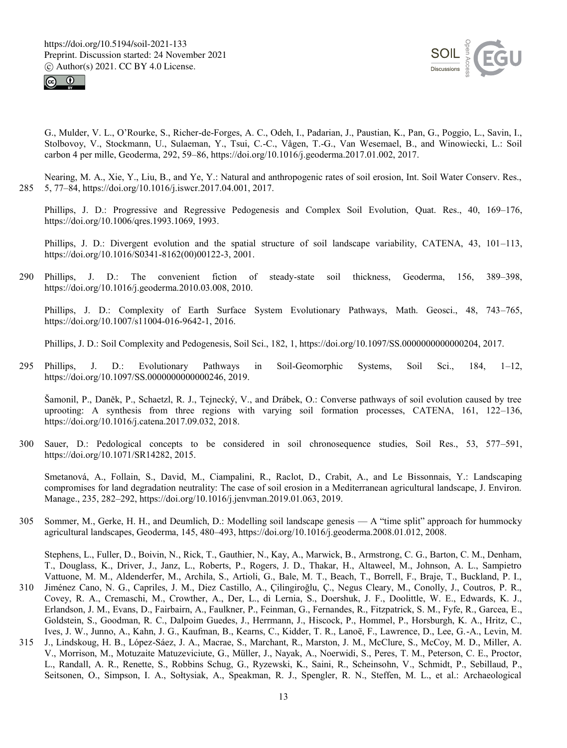G., Mulder, V. L., O'Rourke, S., Richer-de-Forges, A. C., Odeh, I., Padarian, J., Paustian, K., Pan, G., Poggio, L., Savin, I., Stolbovoy, V., Stockmann, U., Sulaeman, Y., Tsui, C.-C., Vågen, T.-G., Van Wesemael, B., and Winowiecki, L.: Soil carbon 4 per mille, Geoderma, 292, 59–86, https://doi.org/10.1016/j.geoderma.2017.01.002, 2017.

Nearing, M. A., Xie, Y., Liu, B., and Ye, Y.: Natural and anthropogenic rates of soil erosion, Int. Soil Water Conserv. Res., 5, 77–84, https://doi.org/10.1016/j.iswcr.2017.04.001, 2017.

Phillips, J. D.: Progressive and Regressive Pedogenesis and Complex Soil Evolution, Quat. Res., 40, 169–176, https://doi.org/10.1006/qres.1993.1069, 1993.

Phillips, J. D.: Divergent evolution and the spatial structure of soil landscape variability, CATENA, 43, 101–113, https://doi.org/10.1016/S0341-8162(00)00122-3, 2001.

Phillips, J. D.: The convenient fiction of steady-state soil thickness, Geoderma, 156, 389–398, https://doi.org/10.1016/j.geoderma.2010.03.008, 2010.

Phillips, J. D.: Complexity of Earth Surface System Evolutionary Pathways, Math. Geosci., 48, 743–765, https://doi.org/10.1007/s11004-016-9642-1, 2016.

Phillips, J. D.: Soil Complexity and Pedogenesis, Soil Sci., 182, 1, https://doi.org/10.1097/SS.0000000000000204, 2017.

Phillips, J. D.: Evolutionary Pathways in Soil-Geomorphic Systems, Soil Sci., 184, 1–12, https://doi.org/10.1097/SS.0000000000000246, 2019.

Šamonil, P., Daněk, P., Schaetzl, R. J., Tejnecký, V., and Drábek, O.: Converse pathways of soil evolution caused by tree uprooting: A synthesis from three regions with varying soil formation processes, CATENA, 161, 122–136, https://doi.org/10.1016/j.catena.2017.09.032, 2018.

Sauer, D.: Pedological concepts to be considered in soil chronosequence studies, Soil Res., 53, 577–591, https://doi.org/10.1071/SR14282, 2015.

Smetanová, A., Follain, S., David, M., Ciampalini, R., Raclot, D., Crabit, A., and Le Bissonnais, Y.: Landscaping compromises for land degradation neutrality: The case of soil erosion in a Mediterranean agricultural landscape, J. Environ. Manage., 235, 282–292, https://doi.org/10.1016/j.jenvman.2019.01.063, 2019.

Sommer, M., Gerke, H. H., and Deumlich, D.: Modelling soil landscape genesis — A "time split" approach for hummocky agricultural landscapes, Geoderma, 145, 480–493, https://doi.org/10.1016/j.geoderma.2008.01.012, 2008.

Stephens, L., Fuller, D., Boivin, N., Rick, T., Gauthier, N., Kay, A., Marwick, B., Armstrong, C. G., Barton, C. M., Denham, T., Douglass, K., Driver, J., Janz, L., Roberts, P., Rogers, J. D., Thakar, H., Altaweel, M., Johnson, A. L., Sampietro Vattuone, M. M., Aldenderfer, M., Archila, S., Artioli, G., Bale, M. T., Beach, T., Borrell, F., Braje, T., Buckland, P. I., Jiménez Cano, N. G., Capriles, J. M., Diez Castillo, A., Çilingiroğlu, Ç., Negus Cleary, M., Conolly, J., Coutros, P. R., Covey, R. A., Cremaschi, M., Crowther, A., Der, L., di Lernia, S., Doershuk, J. F., Doolittle, W. E., Edwards, K. J., Erlandson, J. M., Evans, D., Fairbairn, A., Faulkner, P., Feinman, G., Fernandes, R., Fitzpatrick, S. M., Fyfe, R., Garcea, E., Goldstein, S., Goodman, R. C., Dalpoim Guedes, J., Herrmann, J., Hiscock, P., Hommel, P., Horsburgh, K. A., Hritz, C., Ives, J. W., Junno, A., Kahn, J. G., Kaufman, B., Kearns, C., Kidder, T. R., Lanoë, F., Lawrence, D., Lee, G.-A., Levin, M. J., Lindskoug, H. B., López-Sáez, J. A., Macrae, S., Marchant, R., Marston, J. M., McClure, S., McCoy, M. D., Miller, A. V., Morrison, M., Motuzaite Matuzeviciute, G., Müller, J., Nayak, A., Noerwidi, S., Peres, T. M., Peterson, C. E., Proctor, L., Randall, A. R., Renette, S., Robbins Schug, G., Ryzewski, K., Saini, R., Scheinsohn, V., Schmidt, P., Sebillaud, P., Seitsonen, O., Simpson, I. A., Sołtysiak, A., Speakman, R. J., Spengler, R. N., Steffen, M. L., et al.: Archaeological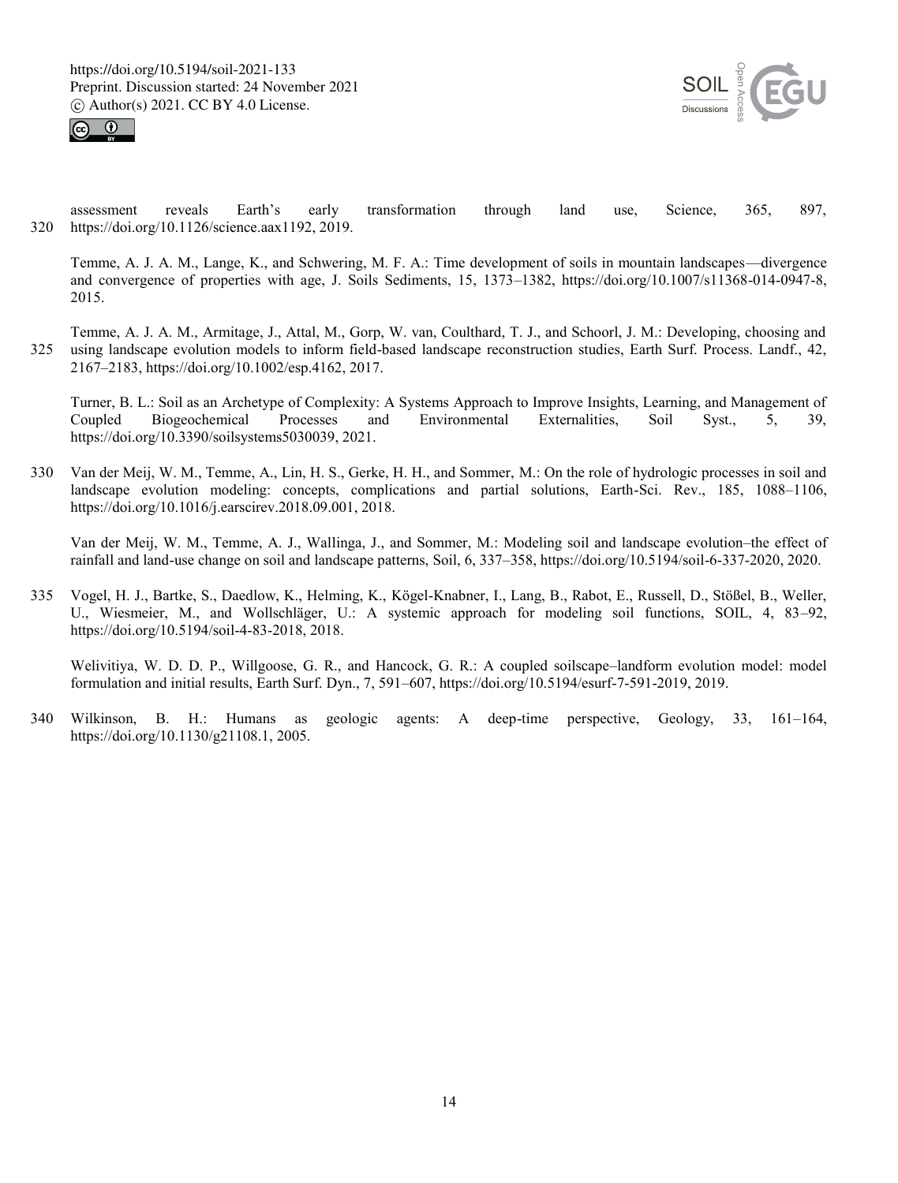assessment reveals Earth's early transformation through land use, Science, 365, 897, https://doi.org/10.1126/science.aax1192, 2019.

Temme, A. J. A. M., Lange, K., and Schwering, M. F. A.: Time development of soils in mountain landscapes—divergence and convergence of properties with age, J. Soils Sediments, 15, 1373–1382, https://doi.org/10.1007/s11368-014-0947-8, 2015.

Temme, A. J. A. M., Armitage, J., Attal, M., Gorp, W. van, Coulthard, T. J., and Schoorl, J. M.: Developing, choosing and using landscape evolution models to inform field-based landscape reconstruction studies, Earth Surf. Process. Landf., 42, 2167–2183, https://doi.org/10.1002/esp.4162, 2017.

Turner, B. L.: Soil as an Archetype of Complexity: A Systems Approach to Improve Insights, Learning, and Management of Coupled Biogeochemical Processes and Environmental Externalities, Soil Syst., 5, 39, https://doi.org/10.3390/soilsystems5030039, 2021.

Van der Meij, W. M., Temme, A., Lin, H. S., Gerke, H. H., and Sommer, M.: On the role of hydrologic processes in soil and landscape evolution modeling: concepts, complications and partial solutions, Earth-Sci. Rev., 185, 1088–1106, https://doi.org/10.1016/j.earscirev.2018.09.001, 2018.

Van der Meij, W. M., Temme, A. J., Wallinga, J., and Sommer, M.: Modeling soil and landscape evolution–the effect of rainfall and land-use change on soil and landscape patterns, Soil, 6, 337–358, https://doi.org/10.5194/soil-6-337-2020, 2020.

Vogel, H. J., Bartke, S., Daedlow, K., Helming, K., Kögel-Knabner, I., Lang, B., Rabot, E., Russell, D., Stößel, B., Weller, U., Wiesmeier, M., and Wollschläger, U.: A systemic approach for modeling soil functions, SOIL, 4, 83–92, https://doi.org/10.5194/soil-4-83-2018, 2018.

Welivitiya, W. D. D. P., Willgoose, G. R., and Hancock, G. R.: A coupled soilscape–landform evolution model: model formulation and initial results, Earth Surf. Dyn., 7, 591–607, https://doi.org/10.5194/esurf-7-591-2019, 2019.

Wilkinson, B. H.: Humans as geologic agents: A deep-time perspective, Geology, 33, 161–164, https://doi.org/10.1130/g21108.1, 2005.